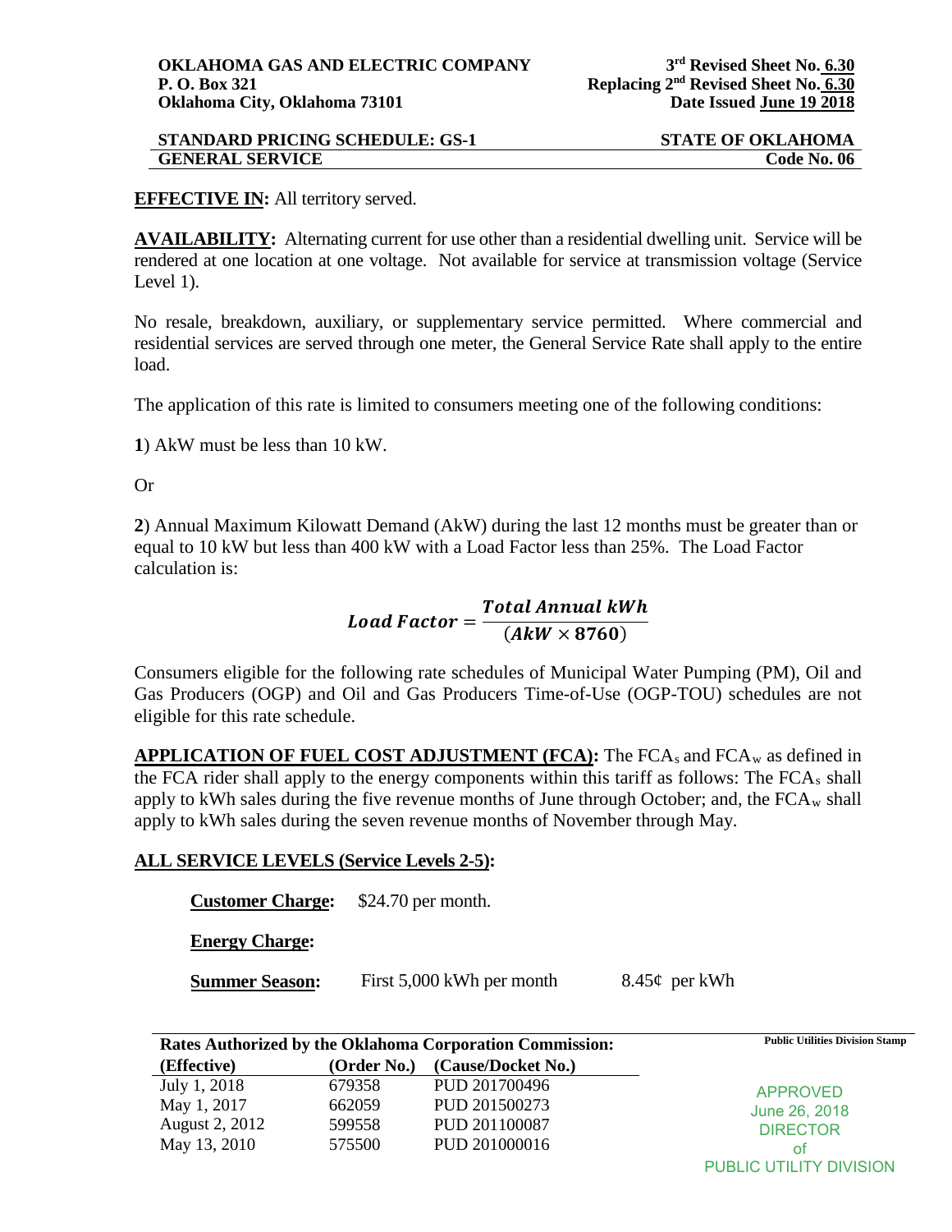**OKLAHOMA GAS AND ELECTRIC COMPANY**
**P. O. Box 321**
**Oklahoma City, Oklahoma 73101**

**3rd Revised Sheet No. 6.30**
**Replacing 2nd Revised Sheet No. 6.30**
**Date Issued June 19 2018**

**STANDARD PRICING SCHEDULE: GS-1** | **STATE OF OKLAHOMA**
**GENERAL SERVICE** | **Code No. 06**

**EFFECTIVE IN:** All territory served.

**AVAILABILITY:** Alternating current for use other than a residential dwelling unit. Service will be rendered at one location at one voltage. Not available for service at transmission voltage (Service Level 1).

No resale, breakdown, auxiliary, or supplementary service permitted. Where commercial and residential services are served through one meter, the General Service Rate shall apply to the entire load.

The application of this rate is limited to consumers meeting one of the following conditions:

**1**) AkW must be less than 10 kW.

Or

**2**) Annual Maximum Kilowatt Demand (AkW) during the last 12 months must be greater than or equal to 10 kW but less than 400 kW with a Load Factor less than 25%. The Load Factor calculation is:

$$\textbf{Load Factor} = \frac{\textbf{Total Annual kWh}}{(\textbf{AkW} \times \textbf{8760})}$$

Consumers eligible for the following rate schedules of Municipal Water Pumping (PM), Oil and Gas Producers (OGP) and Oil and Gas Producers Time-of-Use (OGP-TOU) schedules are not eligible for this rate schedule.

**APPLICATION OF FUEL COST ADJUSTMENT (FCA):** The $FCA_s$ and $FCA_w$ as defined in the FCA rider shall apply to the energy components within this tariff as follows: The $FCA_s$ shall apply to kWh sales during the five revenue months of June through October; and, the $FCA_w$ shall apply to kWh sales during the seven revenue months of November through May.

**ALL SERVICE LEVELS (Service Levels 2-5):**

**Customer Charge:** $24.70 per month.

**Energy Charge:**

**Summer Season:** First 5,000 kWh per month 8.45¢ per kWh

| Rates Authorized by the Oklahoma Corporation Commission: | | |
|---|---|---|
| **(Effective)** | **(Order No.)** | **(Cause/Docket No.)** |
| July 1, 2018 | 679358 | PUD 201700496 |
| May 1, 2017 | 662059 | PUD 201500273 |
| August 2, 2012 | 599558 | PUD 201100087 |
| May 13, 2010 | 575500 | PUD 201000016 |

Public Utilities Division Stamp

APPROVED
June 26, 2018
DIRECTOR
of
PUBLIC UTILITY DIVISION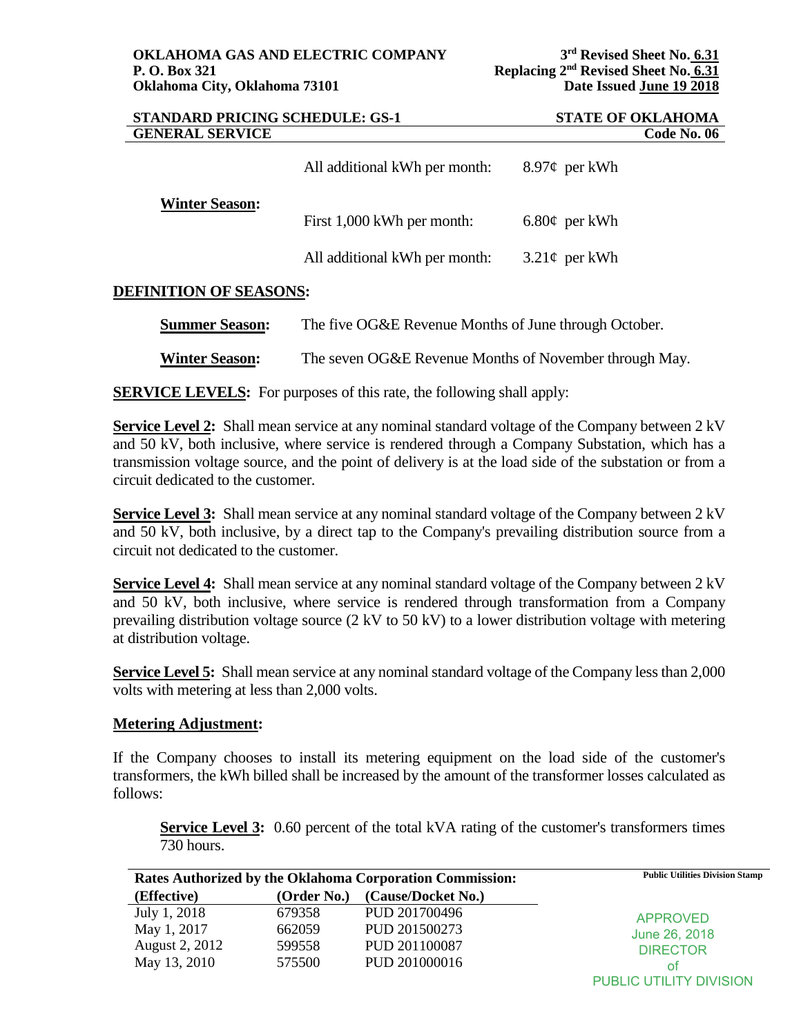All additional kWh per month: 8.97¢ per kWh

**Winter Season:**

First 1,000 kWh per month: 6.80¢ per kWh

All additional kWh per month: 3.21¢ per kWh

**DEFINITION OF SEASONS:**

**Summer Season:** The five OG&E Revenue Months of June through October.

**Winter Season:** The seven OG&E Revenue Months of November through May.

**SERVICE LEVELS:** For purposes of this rate, the following shall apply:

**Service Level 2:** Shall mean service at any nominal standard voltage of the Company between 2 kV and 50 kV, both inclusive, where service is rendered through a Company Substation, which has a transmission voltage source, and the point of delivery is at the load side of the substation or from a circuit dedicated to the customer.

**Service Level 3:** Shall mean service at any nominal standard voltage of the Company between 2 kV and 50 kV, both inclusive, by a direct tap to the Company's prevailing distribution source from a circuit not dedicated to the customer.

**Service Level 4:** Shall mean service at any nominal standard voltage of the Company between 2 kV and 50 kV, both inclusive, where service is rendered through transformation from a Company prevailing distribution voltage source (2 kV to 50 kV) to a lower distribution voltage with metering at distribution voltage.

**Service Level 5:** Shall mean service at any nominal standard voltage of the Company less than 2,000 volts with metering at less than 2,000 volts.

**Metering Adjustment:**

If the Company chooses to install its metering equipment on the load side of the customer's transformers, the kWh billed shall be increased by the amount of the transformer losses calculated as follows:

**Service Level 3:** 0.60 percent of the total kVA rating of the customer's transformers times 730 hours.

**Rates Authorized by the Oklahoma Corporation Commission:**

| (Effective) | (Order No.) | (Cause/Docket No.) |
|---|---|---|
| July 1, 2018 | 679358 | PUD 201700496 |
| May 1, 2017 | 662059 | PUD 201500273 |
| August 2, 2012 | 599558 | PUD 201100087 |
| May 13, 2010 | 575500 | PUD 201000016 |

Public Utilities Division Stamp

APPROVED
June 26, 2018
DIRECTOR
of
PUBLIC UTILITY DIVISION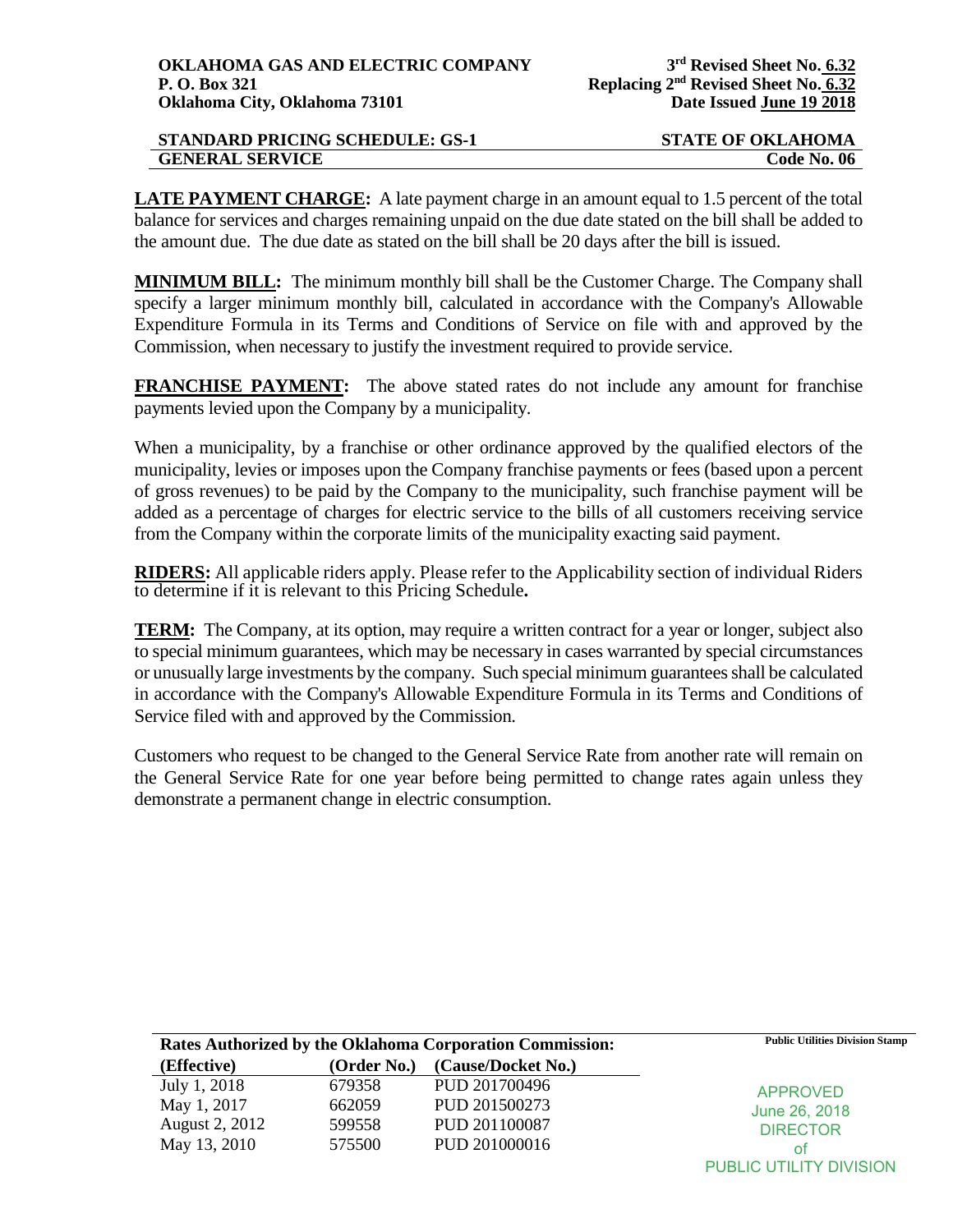**OKLAHOMA GAS AND ELECTRIC COMPANY**
**P. O. Box 321**
**Oklahoma City, Oklahoma 73101**

**3rd Revised Sheet No. 6.32**
**Replacing 2nd Revised Sheet No. 6.32**
**Date Issued June 19 2018**

**STANDARD PRICING SCHEDULE: GS-1** **STATE OF OKLAHOMA**
**GENERAL SERVICE** **Code No. 06**

**LATE PAYMENT CHARGE:** A late payment charge in an amount equal to 1.5 percent of the total balance for services and charges remaining unpaid on the due date stated on the bill shall be added to the amount due. The due date as stated on the bill shall be 20 days after the bill is issued.

**MINIMUM BILL:** The minimum monthly bill shall be the Customer Charge. The Company shall specify a larger minimum monthly bill, calculated in accordance with the Company's Allowable Expenditure Formula in its Terms and Conditions of Service on file with and approved by the Commission, when necessary to justify the investment required to provide service.

**FRANCHISE PAYMENT:** The above stated rates do not include any amount for franchise payments levied upon the Company by a municipality.

When a municipality, by a franchise or other ordinance approved by the qualified electors of the municipality, levies or imposes upon the Company franchise payments or fees (based upon a percent of gross revenues) to be paid by the Company to the municipality, such franchise payment will be added as a percentage of charges for electric service to the bills of all customers receiving service from the Company within the corporate limits of the municipality exacting said payment.

**RIDERS:** All applicable riders apply. Please refer to the Applicability section of individual Riders to determine if it is relevant to this Pricing Schedule**.**

**TERM:** The Company, at its option, may require a written contract for a year or longer, subject also to special minimum guarantees, which may be necessary in cases warranted by special circumstances or unusually large investments by the company. Such special minimum guarantees shall be calculated in accordance with the Company's Allowable Expenditure Formula in its Terms and Conditions of Service filed with and approved by the Commission.

Customers who request to be changed to the General Service Rate from another rate will remain on the General Service Rate for one year before being permitted to change rates again unless they demonstrate a permanent change in electric consumption.

**Rates Authorized by the Oklahoma Corporation Commission:**

| (Effective) | (Order No.) | (Cause/Docket No.) |
|---|---|---|
| July 1, 2018 | 679358 | PUD 201700496 |
| May 1, 2017 | 662059 | PUD 201500273 |
| August 2, 2012 | 599558 | PUD 201100087 |
| May 13, 2010 | 575500 | PUD 201000016 |

**Public Utilities Division Stamp**

APPROVED
June 26, 2018
DIRECTOR
of
PUBLIC UTILITY DIVISION